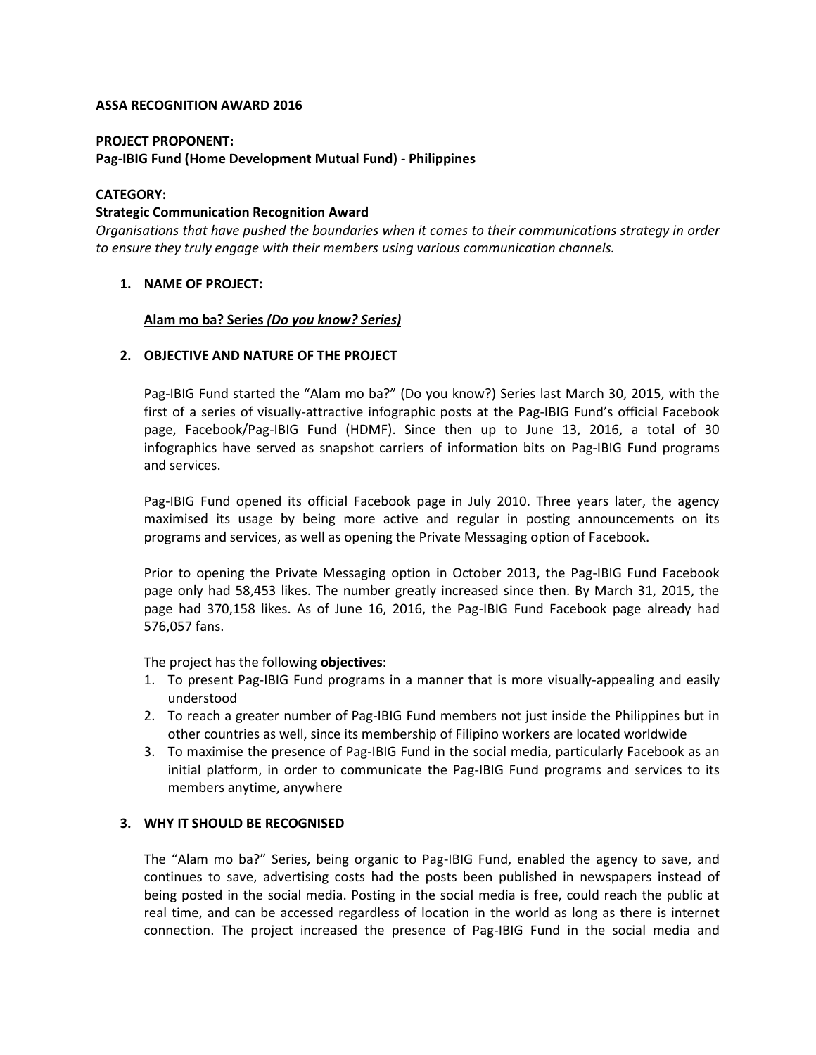**ASSA RECOGNITION AWARD 2016**

**PROJECT PROPONENT:**
**Pag-IBIG Fund (Home Development Mutual Fund) - Philippines**

**CATEGORY:**
**Strategic Communication Recognition Award**
*Organisations that have pushed the boundaries when it comes to their communications strategy in order to ensure they truly engage with their members using various communication channels.*

1. **NAME OF PROJECT:**

   **Alam mo ba? Series *(Do you know? Series)***

2. **OBJECTIVE AND NATURE OF THE PROJECT**

   Pag-IBIG Fund started the "Alam mo ba?" (Do you know?) Series last March 30, 2015, with the first of a series of visually-attractive infographic posts at the Pag-IBIG Fund's official Facebook page, Facebook/Pag-IBIG Fund (HDMF). Since then up to June 13, 2016, a total of 30 infographics have served as snapshot carriers of information bits on Pag-IBIG Fund programs and services.

   Pag-IBIG Fund opened its official Facebook page in July 2010. Three years later, the agency maximised its usage by being more active and regular in posting announcements on its programs and services, as well as opening the Private Messaging option of Facebook.

   Prior to opening the Private Messaging option in October 2013, the Pag-IBIG Fund Facebook page only had 58,453 likes. The number greatly increased since then. By March 31, 2015, the page had 370,158 likes. As of June 16, 2016, the Pag-IBIG Fund Facebook page already had 576,057 fans.

   The project has the following **objectives**:
   1. To present Pag-IBIG Fund programs in a manner that is more visually-appealing and easily understood
   2. To reach a greater number of Pag-IBIG Fund members not just inside the Philippines but in other countries as well, since its membership of Filipino workers are located worldwide
   3. To maximise the presence of Pag-IBIG Fund in the social media, particularly Facebook as an initial platform, in order to communicate the Pag-IBIG Fund programs and services to its members anytime, anywhere

3. **WHY IT SHOULD BE RECOGNISED**

   The "Alam mo ba?" Series, being organic to Pag-IBIG Fund, enabled the agency to save, and continues to save, advertising costs had the posts been published in newspapers instead of being posted in the social media. Posting in the social media is free, could reach the public at real time, and can be accessed regardless of location in the world as long as there is internet connection. The project increased the presence of Pag-IBIG Fund in the social media and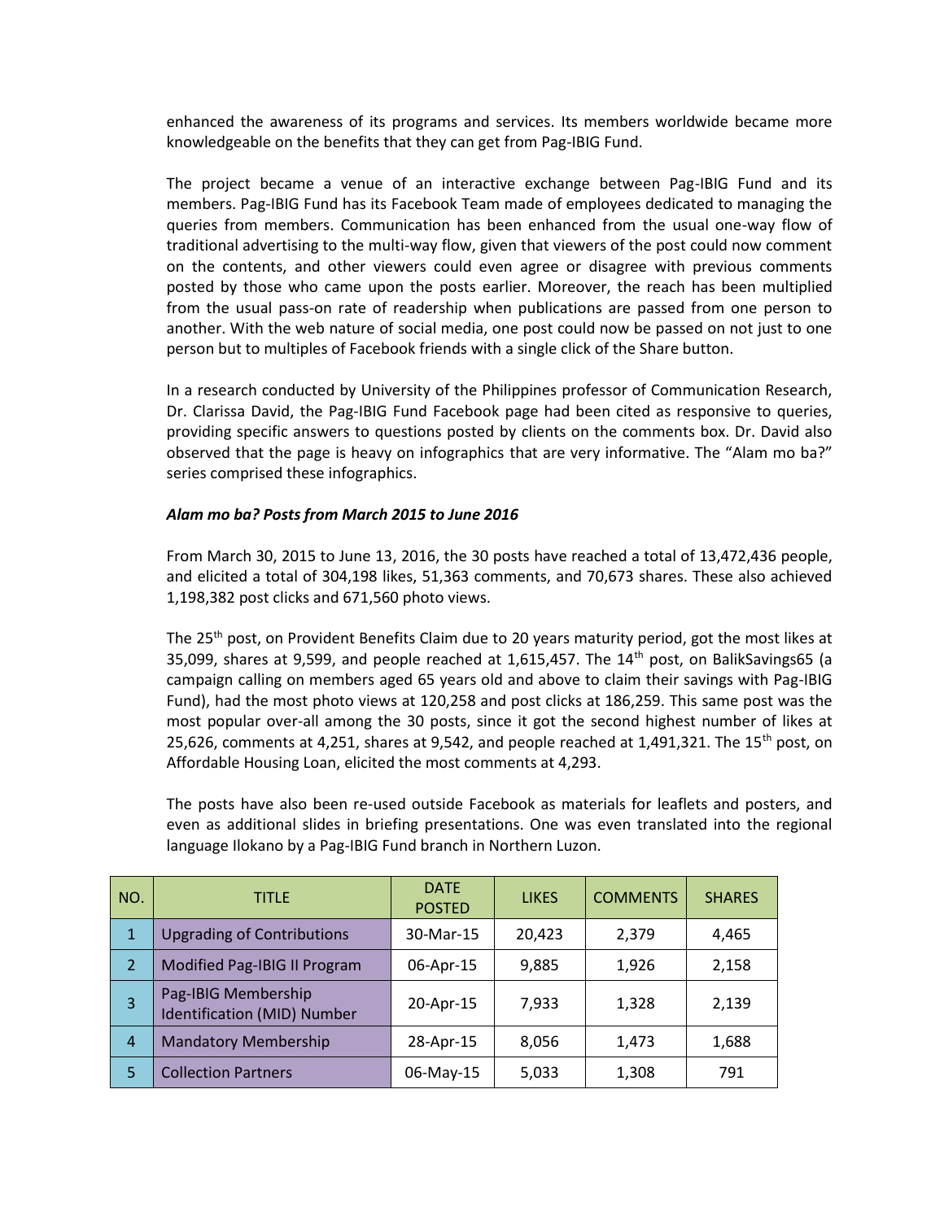enhanced the awareness of its programs and services. Its members worldwide became more knowledgeable on the benefits that they can get from Pag-IBIG Fund.

The project became a venue of an interactive exchange between Pag-IBIG Fund and its members. Pag-IBIG Fund has its Facebook Team made of employees dedicated to managing the queries from members. Communication has been enhanced from the usual one-way flow of traditional advertising to the multi-way flow, given that viewers of the post could now comment on the contents, and other viewers could even agree or disagree with previous comments posted by those who came upon the posts earlier. Moreover, the reach has been multiplied from the usual pass-on rate of readership when publications are passed from one person to another. With the web nature of social media, one post could now be passed on not just to one person but to multiples of Facebook friends with a single click of the Share button.

In a research conducted by University of the Philippines professor of Communication Research, Dr. Clarissa David, the Pag-IBIG Fund Facebook page had been cited as responsive to queries, providing specific answers to questions posted by clients on the comments box. Dr. David also observed that the page is heavy on infographics that are very informative. The "Alam mo ba?" series comprised these infographics.

***Alam mo ba? Posts from March 2015 to June 2016***

From March 30, 2015 to June 13, 2016, the 30 posts have reached a total of 13,472,436 people, and elicited a total of 304,198 likes, 51,363 comments, and 70,673 shares. These also achieved 1,198,382 post clicks and 671,560 photo views.

The 25th post, on Provident Benefits Claim due to 20 years maturity period, got the most likes at 35,099, shares at 9,599, and people reached at 1,615,457. The 14th post, on BalikSavings65 (a campaign calling on members aged 65 years old and above to claim their savings with Pag-IBIG Fund), had the most photo views at 120,258 and post clicks at 186,259. This same post was the most popular over-all among the 30 posts, since it got the second highest number of likes at 25,626, comments at 4,251, shares at 9,542, and people reached at 1,491,321. The 15th post, on Affordable Housing Loan, elicited the most comments at 4,293.

The posts have also been re-used outside Facebook as materials for leaflets and posters, and even as additional slides in briefing presentations. One was even translated into the regional language Ilokano by a Pag-IBIG Fund branch in Northern Luzon.

| NO. | TITLE | DATE POSTED | LIKES | COMMENTS | SHARES |
|---|---|---|---|---|---|
| 1 | Upgrading of Contributions | 30-Mar-15 | 20,423 | 2,379 | 4,465 |
| 2 | Modified Pag-IBIG II Program | 06-Apr-15 | 9,885 | 1,926 | 2,158 |
| 3 | Pag-IBIG Membership Identification (MID) Number | 20-Apr-15 | 7,933 | 1,328 | 2,139 |
| 4 | Mandatory Membership | 28-Apr-15 | 8,056 | 1,473 | 1,688 |
| 5 | Collection Partners | 06-May-15 | 5,033 | 1,308 | 791 |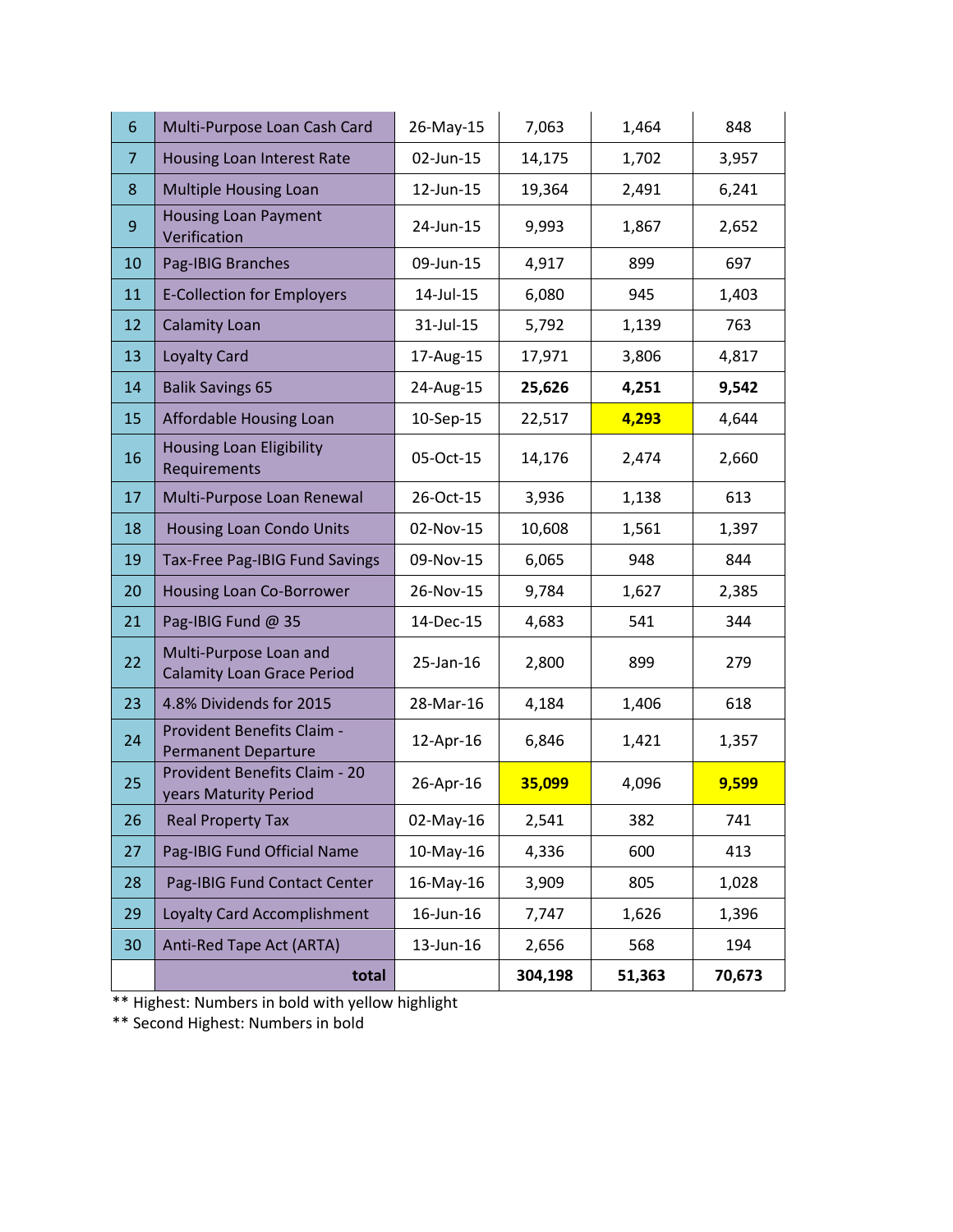| 6 | Multi-Purpose Loan Cash Card | 26-May-15 | 7,063 | 1,464 | 848 |
|---|---|---|---|---|---|
| 7 | Housing Loan Interest Rate | 02-Jun-15 | 14,175 | 1,702 | 3,957 |
| 8 | Multiple Housing Loan | 12-Jun-15 | 19,364 | 2,491 | 6,241 |
| 9 | Housing Loan Payment Verification | 24-Jun-15 | 9,993 | 1,867 | 2,652 |
| 10 | Pag-IBIG Branches | 09-Jun-15 | 4,917 | 899 | 697 |
| 11 | E-Collection for Employers | 14-Jul-15 | 6,080 | 945 | 1,403 |
| 12 | Calamity Loan | 31-Jul-15 | 5,792 | 1,139 | 763 |
| 13 | Loyalty Card | 17-Aug-15 | 17,971 | 3,806 | 4,817 |
| 14 | Balik Savings 65 | 24-Aug-15 | **25,626** | **4,251** | **9,542** |
| 15 | Affordable Housing Loan | 10-Sep-15 | 22,517 | **4,293** | 4,644 |
| 16 | Housing Loan Eligibility Requirements | 05-Oct-15 | 14,176 | 2,474 | 2,660 |
| 17 | Multi-Purpose Loan Renewal | 26-Oct-15 | 3,936 | 1,138 | 613 |
| 18 | Housing Loan Condo Units | 02-Nov-15 | 10,608 | 1,561 | 1,397 |
| 19 | Tax-Free Pag-IBIG Fund Savings | 09-Nov-15 | 6,065 | 948 | 844 |
| 20 | Housing Loan Co-Borrower | 26-Nov-15 | 9,784 | 1,627 | 2,385 |
| 21 | Pag-IBIG Fund @ 35 | 14-Dec-15 | 4,683 | 541 | 344 |
| 22 | Multi-Purpose Loan and Calamity Loan Grace Period | 25-Jan-16 | 2,800 | 899 | 279 |
| 23 | 4.8% Dividends for 2015 | 28-Mar-16 | 4,184 | 1,406 | 618 |
| 24 | Provident Benefits Claim - Permanent Departure | 12-Apr-16 | 6,846 | 1,421 | 1,357 |
| 25 | Provident Benefits Claim - 20 years Maturity Period | 26-Apr-16 | **35,099** | 4,096 | **9,599** |
| 26 | Real Property Tax | 02-May-16 | 2,541 | 382 | 741 |
| 27 | Pag-IBIG Fund Official Name | 10-May-16 | 4,336 | 600 | 413 |
| 28 | Pag-IBIG Fund Contact Center | 16-May-16 | 3,909 | 805 | 1,028 |
| 29 | Loyalty Card Accomplishment | 16-Jun-16 | 7,747 | 1,626 | 1,396 |
| 30 | Anti-Red Tape Act (ARTA) | 13-Jun-16 | 2,656 | 568 | 194 |
| | **total** | | **304,198** | **51,363** | **70,673** |

** Highest: Numbers in bold with yellow highlight

** Second Highest: Numbers in bold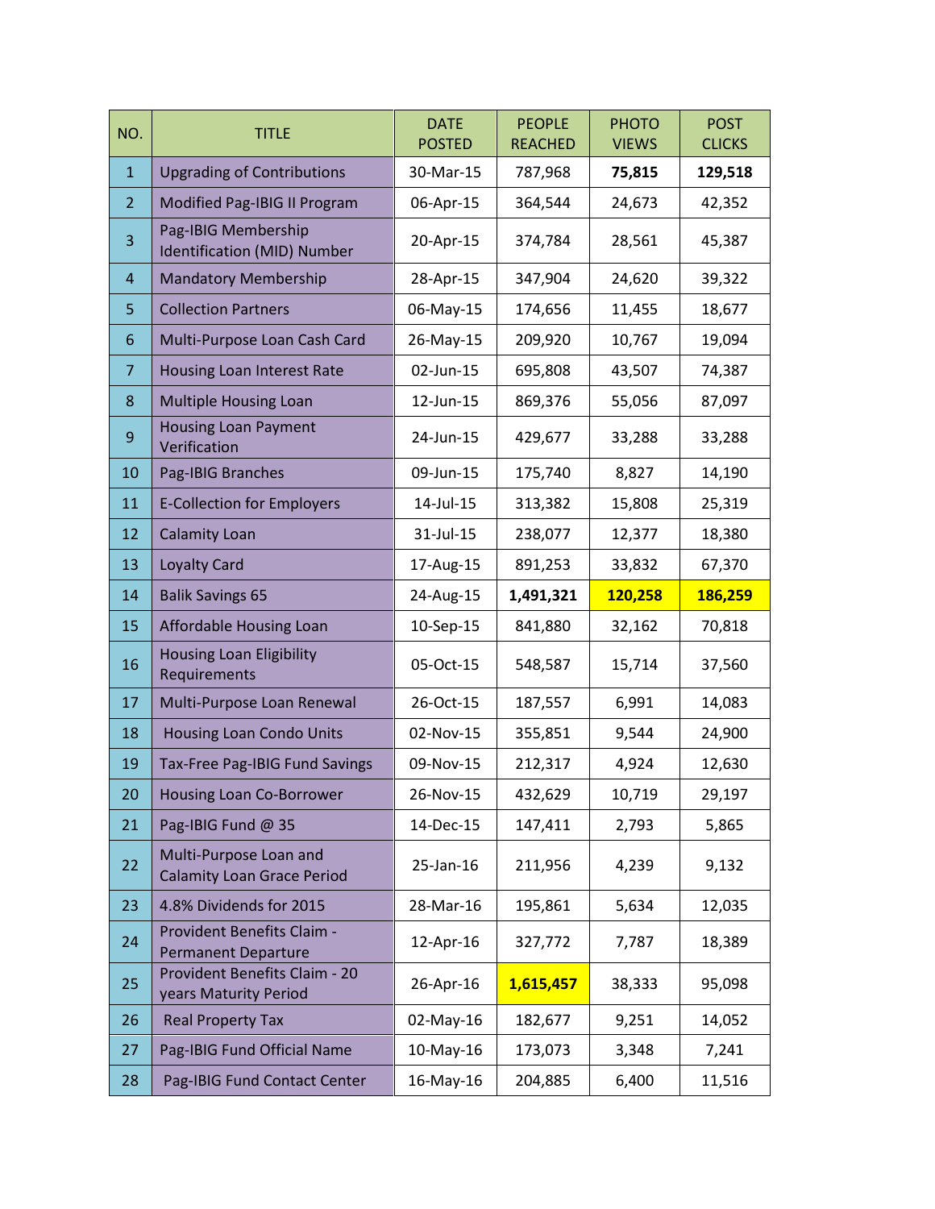| NO. | TITLE | DATE POSTED | PEOPLE REACHED | PHOTO VIEWS | POST CLICKS |
|---|---|---|---|---|---|
| 1 | Upgrading of Contributions | 30-Mar-15 | 787,968 | **75,815** | **129,518** |
| 2 | Modified Pag-IBIG II Program | 06-Apr-15 | 364,544 | 24,673 | 42,352 |
| 3 | Pag-IBIG Membership Identification (MID) Number | 20-Apr-15 | 374,784 | 28,561 | 45,387 |
| 4 | Mandatory Membership | 28-Apr-15 | 347,904 | 24,620 | 39,322 |
| 5 | Collection Partners | 06-May-15 | 174,656 | 11,455 | 18,677 |
| 6 | Multi-Purpose Loan Cash Card | 26-May-15 | 209,920 | 10,767 | 19,094 |
| 7 | Housing Loan Interest Rate | 02-Jun-15 | 695,808 | 43,507 | 74,387 |
| 8 | Multiple Housing Loan | 12-Jun-15 | 869,376 | 55,056 | 87,097 |
| 9 | Housing Loan Payment Verification | 24-Jun-15 | 429,677 | 33,288 | 33,288 |
| 10 | Pag-IBIG Branches | 09-Jun-15 | 175,740 | 8,827 | 14,190 |
| 11 | E-Collection for Employers | 14-Jul-15 | 313,382 | 15,808 | 25,319 |
| 12 | Calamity Loan | 31-Jul-15 | 238,077 | 12,377 | 18,380 |
| 13 | Loyalty Card | 17-Aug-15 | 891,253 | 33,832 | 67,370 |
| 14 | Balik Savings 65 | 24-Aug-15 | **1,491,321** | **120,258** | **186,259** |
| 15 | Affordable Housing Loan | 10-Sep-15 | 841,880 | 32,162 | 70,818 |
| 16 | Housing Loan Eligibility Requirements | 05-Oct-15 | 548,587 | 15,714 | 37,560 |
| 17 | Multi-Purpose Loan Renewal | 26-Oct-15 | 187,557 | 6,991 | 14,083 |
| 18 | Housing Loan Condo Units | 02-Nov-15 | 355,851 | 9,544 | 24,900 |
| 19 | Tax-Free Pag-IBIG Fund Savings | 09-Nov-15 | 212,317 | 4,924 | 12,630 |
| 20 | Housing Loan Co-Borrower | 26-Nov-15 | 432,629 | 10,719 | 29,197 |
| 21 | Pag-IBIG Fund @ 35 | 14-Dec-15 | 147,411 | 2,793 | 5,865 |
| 22 | Multi-Purpose Loan and Calamity Loan Grace Period | 25-Jan-16 | 211,956 | 4,239 | 9,132 |
| 23 | 4.8% Dividends for 2015 | 28-Mar-16 | 195,861 | 5,634 | 12,035 |
| 24 | Provident Benefits Claim - Permanent Departure | 12-Apr-16 | 327,772 | 7,787 | 18,389 |
| 25 | Provident Benefits Claim - 20 years Maturity Period | 26-Apr-16 | **1,615,457** | 38,333 | 95,098 |
| 26 | Real Property Tax | 02-May-16 | 182,677 | 9,251 | 14,052 |
| 27 | Pag-IBIG Fund Official Name | 10-May-16 | 173,073 | 3,348 | 7,241 |
| 28 | Pag-IBIG Fund Contact Center | 16-May-16 | 204,885 | 6,400 | 11,516 |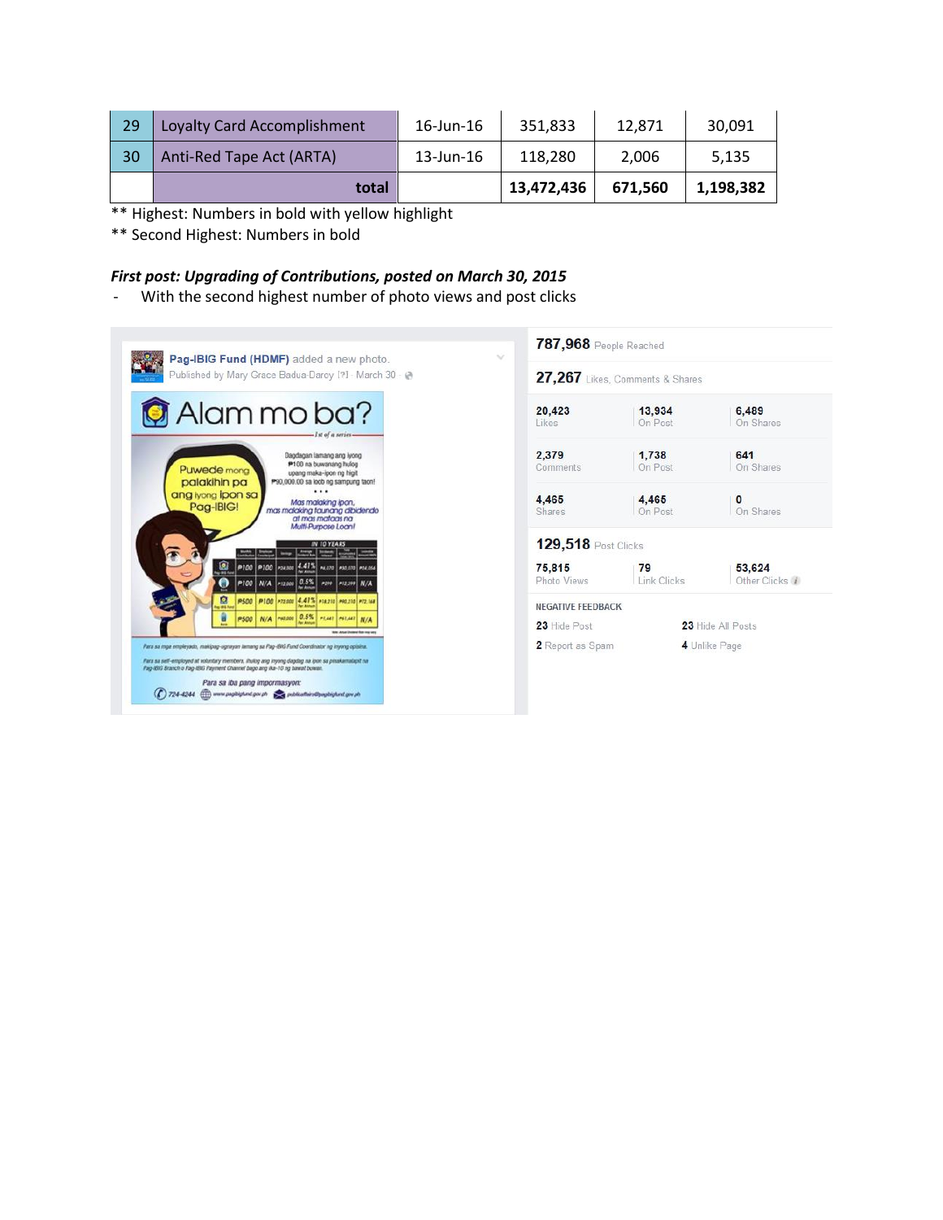| 29 | Loyalty Card Accomplishment | 16-Jun-16 | 351,833 | 12,871 | 30,091 |
|---|---|---|---|---|---|
| 30 | Anti-Red Tape Act (ARTA) | 13-Jun-16 | 118,280 | 2,006 | 5,135 |
| | **total** | | **13,472,436** | **671,560** | **1,198,382** |

** Highest: Numbers in bold with yellow highlight

** Second Highest: Numbers in bold

***First post: Upgrading of Contributions, posted on March 30, 2015***

- With the second highest number of photo views and post clicks

Pag-IBIG Fund (HDMF) added a new photo.
Published by Mary Grace Badua-Darcy [?] · March 30

**787,968** People Reached

**27,267** Likes, Comments & Shares

| | | |
|---|---|---|
| 20,423 Likes | 13,934 On Post | 6,489 On Shares |
| 2,379 Comments | 1,738 On Post | 641 On Shares |
| 4,465 Shares | 4,465 On Post | 0 On Shares |

**129,518** Post Clicks

| | | |
|---|---|---|
| 75,815 Photo Views | 79 Link Clicks | 53,624 Other Clicks |

NEGATIVE FEEDBACK

| | |
|---|---|
| 23 Hide Post | 23 Hide All Posts |
| 2 Report as Spam | 4 Unlike Page |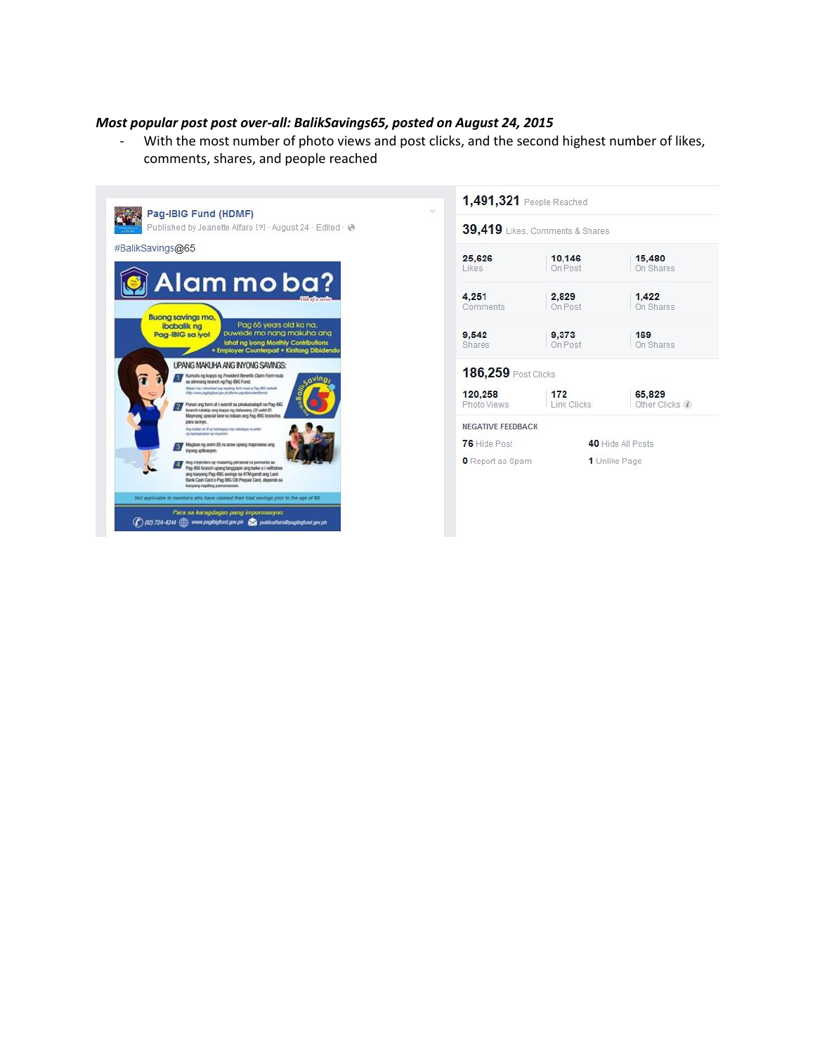***Most popular post post over-all: BalikSavings65, posted on August 24, 2015***

- With the most number of photo views and post clicks, and the second highest number of likes, comments, shares, and people reached

**Pag-IBIG Fund (HDMF)**
Published by Jeanette Alfaro [?] · August 24 · Edited ·

#BalikSavings@65

**1,491,321** People Reached

**39,419** Likes, Comments & Shares

| | On Post | On Shares |
|---|---|---|
| 25,626 Likes | 10,146 | 15,480 |
| 4,251 Comments | 2,829 | 1,422 |
| 9,542 Shares | 9,373 | 169 |

**186,259** Post Clicks

| 120,258 | 172 | 65,829 |
|---|---|---|
| Photo Views | Link Clicks | Other Clicks |

NEGATIVE FEEDBACK

| | |
|---|---|
| **76** Hide Post | **40** Hide All Posts |
| **0** Report as Spam | **1** Unlike Page |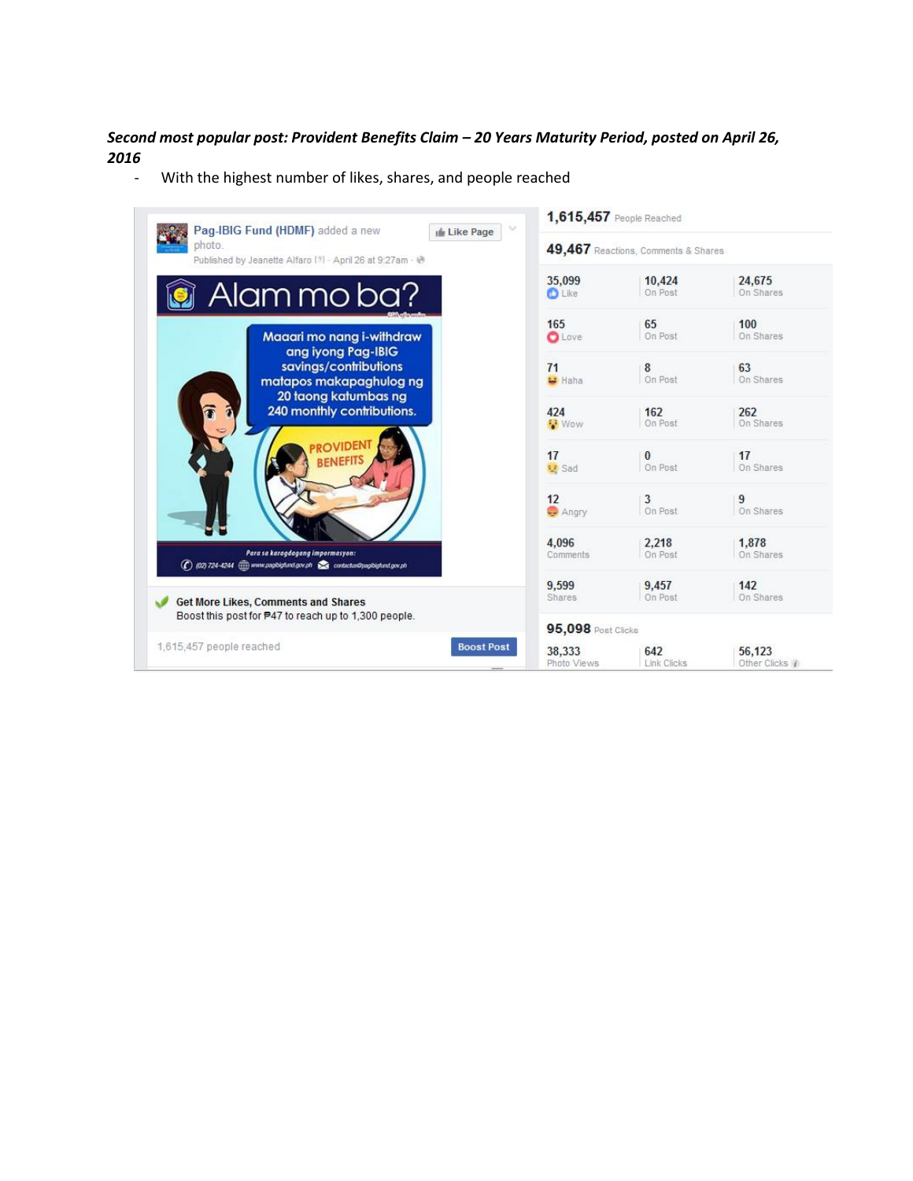***Second most popular post: Provident Benefits Claim – 20 Years Maturity Period, posted on April 26, 2016***

- With the highest number of likes, shares, and people reached

Pag-IBIG Fund (HDMF) added a new photo.
Published by Jeanette Alfaro [?] · April 26 at 9:27am ·

Alam mo ba?

Maaari mo nang i-withdraw ang iyong Pag-IBIG savings/contributions matapos makapaghulog ng 20 taong katumbas ng 240 monthly contributions.

PROVIDENT BENEFITS

Para sa karagdagang impormasyon:
(02) 724-4244 www.pagibigfund.gov.ph contactus@pagibigfund.gov.ph

Get More Likes, Comments and Shares
Boost this post for ₱47 to reach up to 1,300 people.

1,615,457 people reached

Boost Post

**1,615,457** People Reached

**49,467** Reactions, Comments & Shares

| | On Post | On Shares |
|---|---|---|
| 35,099 Like | 10,424 | 24,675 |
| 165 Love | 65 | 100 |
| 71 Haha | 8 | 63 |
| 424 Wow | 162 | 262 |
| 17 Sad | 0 | 17 |
| 12 Angry | 3 | 9 |
| 4,096 Comments | 2,218 | 1,878 |
| 9,599 Shares | 9,457 | 142 |

**95,098** Post Clicks

| Photo Views | Link Clicks | Other Clicks |
|---|---|---|
| 38,333 | 642 | 56,123 |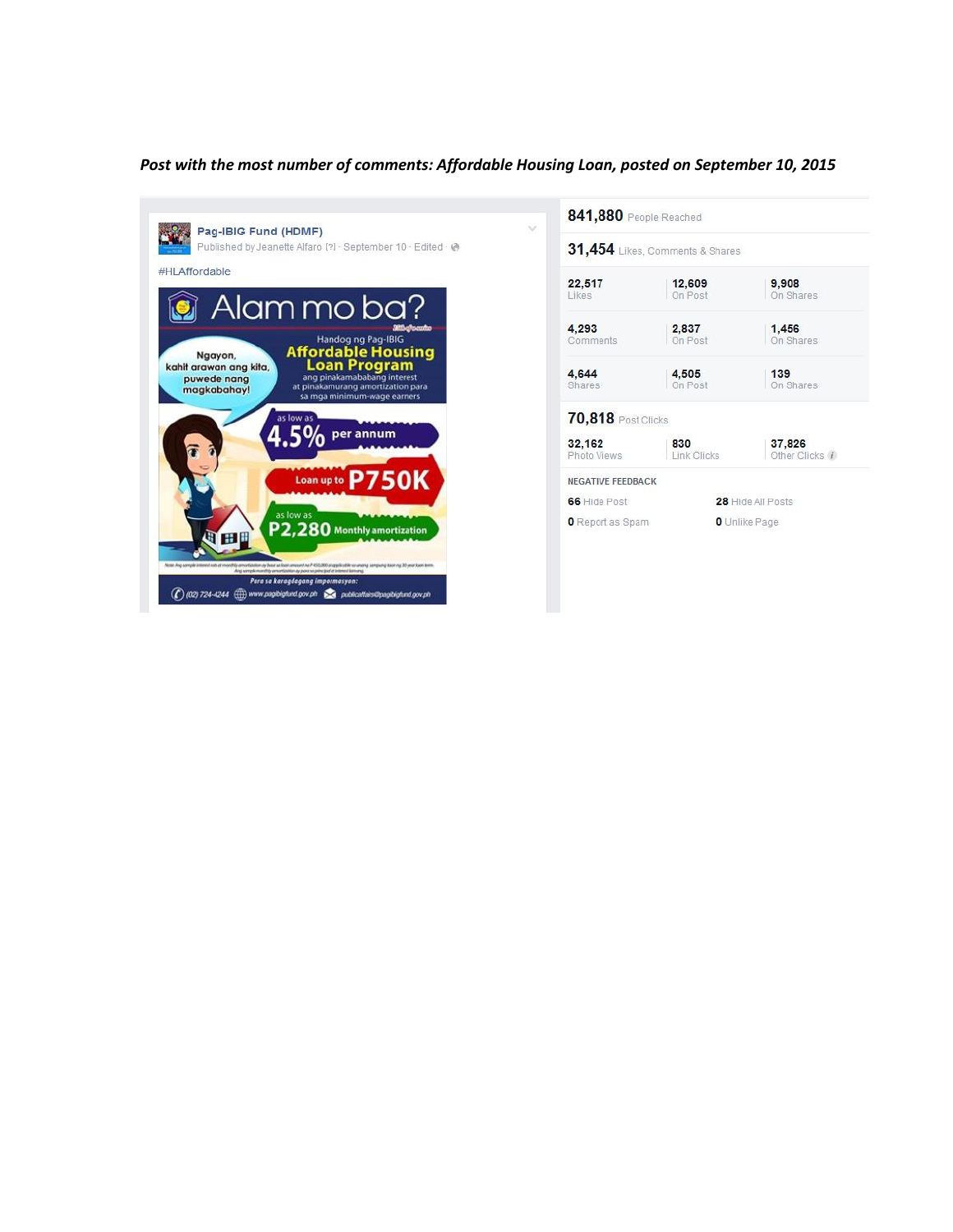***Post with the most number of comments: Affordable Housing Loan, posted on September 10, 2015***

Pag-IBIG Fund (HDMF)
Published by Jeanette Alfaro [?] · September 10 · Edited ·

#HLAffordable

Alam mo ba?

Handog ng Pag-IBIG
Affordable Housing Loan Program
ang pinakamababang interest at pinakamurang amortization para sa mga minimum-wage earners

Ngayon, kahit arawan ang kita, puwede nang magkabahay!

as low as 4.5% per annum

Loan up to P750K

as low as P2,280 Monthly amortization

Para sa karagdagang impormasyon:
(02) 724-4244 www.pagibigfund.gov.ph publicaffairs@pagibigfund.gov.ph

**841,880** People Reached

**31,454** Likes, Comments & Shares

| | | |
|---|---|---|
| 22,517 Likes | 12,609 On Post | 9,908 On Shares |
| 4,293 Comments | 2,837 On Post | 1,456 On Shares |
| 4,644 Shares | 4,505 On Post | 139 On Shares |

**70,818** Post Clicks

| | | |
|---|---|---|
| 32,162 Photo Views | 830 Link Clicks | 37,826 Other Clicks |

NEGATIVE FEEDBACK

| | |
|---|---|
| 66 Hide Post | 28 Hide All Posts |
| 0 Report as Spam | 0 Unlike Page |